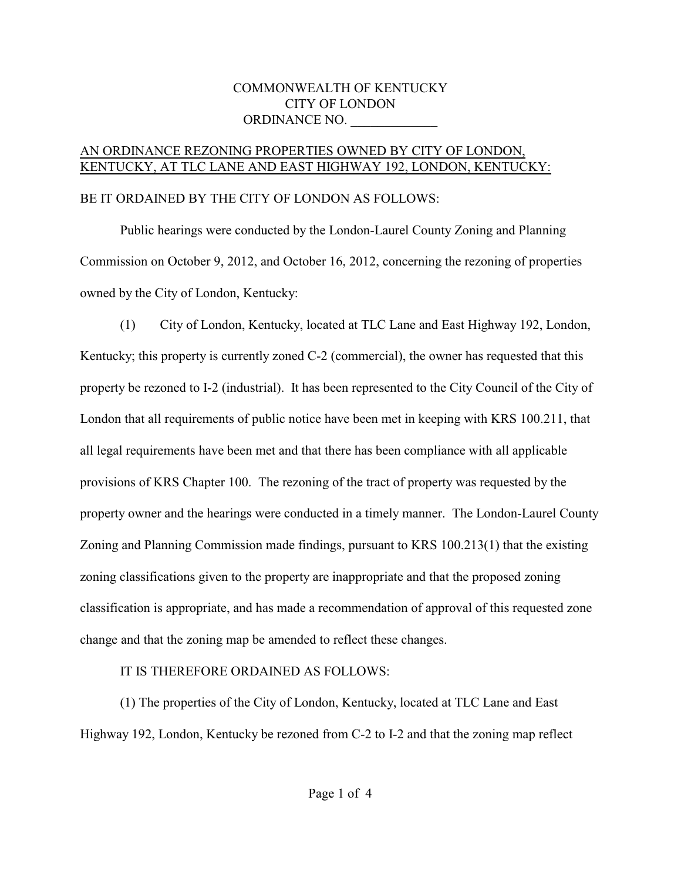COMMONWEALTH OF KENTUCKY
CITY OF LONDON
ORDINANCE NO. _____________

AN ORDINANCE REZONING PROPERTIES OWNED BY CITY OF LONDON, KENTUCKY, AT TLC LANE AND EAST HIGHWAY 192, LONDON, KENTUCKY:

BE IT ORDAINED BY THE CITY OF LONDON AS FOLLOWS:

Public hearings were conducted by the London-Laurel County Zoning and Planning Commission on October 9, 2012, and October 16, 2012, concerning the rezoning of properties owned by the City of London, Kentucky:

(1) City of London, Kentucky, located at TLC Lane and East Highway 192, London, Kentucky; this property is currently zoned C-2 (commercial), the owner has requested that this property be rezoned to I-2 (industrial). It has been represented to the City Council of the City of London that all requirements of public notice have been met in keeping with KRS 100.211, that all legal requirements have been met and that there has been compliance with all applicable provisions of KRS Chapter 100. The rezoning of the tract of property was requested by the property owner and the hearings were conducted in a timely manner. The London-Laurel County Zoning and Planning Commission made findings, pursuant to KRS 100.213(1) that the existing zoning classifications given to the property are inappropriate and that the proposed zoning classification is appropriate, and has made a recommendation of approval of this requested zone change and that the zoning map be amended to reflect these changes.

IT IS THEREFORE ORDAINED AS FOLLOWS:

(1) The properties of the City of London, Kentucky, located at TLC Lane and East Highway 192, London, Kentucky be rezoned from C-2 to I-2 and that the zoning map reflect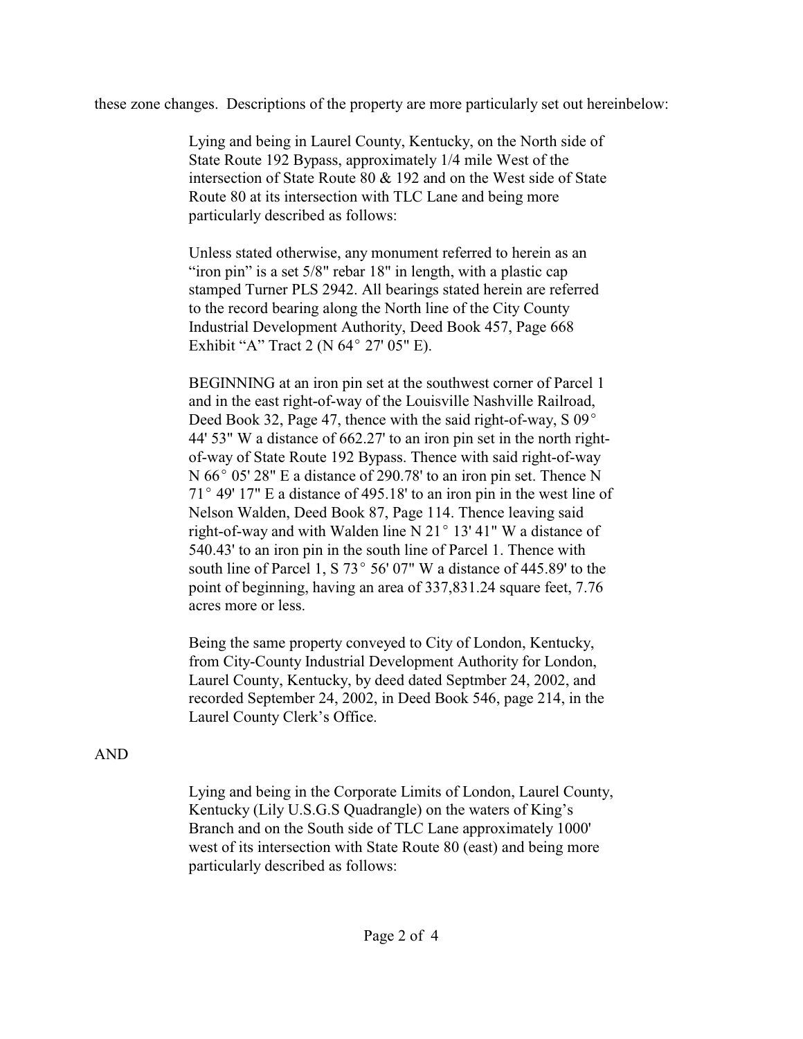these zone changes. Descriptions of the property are more particularly set out hereinbelow:

> Lying and being in Laurel County, Kentucky, on the North side of State Route 192 Bypass, approximately 1/4 mile West of the intersection of State Route 80 & 192 and on the West side of State Route 80 at its intersection with TLC Lane and being more particularly described as follows:
>
> Unless stated otherwise, any monument referred to herein as an "iron pin" is a set 5/8" rebar 18" in length, with a plastic cap stamped Turner PLS 2942. All bearings stated herein are referred to the record bearing along the North line of the City County Industrial Development Authority, Deed Book 457, Page 668 Exhibit "A" Tract 2 (N 64° 27' 05" E).
>
> BEGINNING at an iron pin set at the southwest corner of Parcel 1 and in the east right-of-way of the Louisville Nashville Railroad, Deed Book 32, Page 47, thence with the said right-of-way, S 09° 44' 53" W a distance of 662.27' to an iron pin set in the north right-of-way of State Route 192 Bypass. Thence with said right-of-way N 66° 05' 28" E a distance of 290.78' to an iron pin set. Thence N 71° 49' 17" E a distance of 495.18' to an iron pin in the west line of Nelson Walden, Deed Book 87, Page 114. Thence leaving said right-of-way and with Walden line N 21° 13' 41" W a distance of 540.43' to an iron pin in the south line of Parcel 1. Thence with south line of Parcel 1, S 73° 56' 07" W a distance of 445.89' to the point of beginning, having an area of 337,831.24 square feet, 7.76 acres more or less.
>
> Being the same property conveyed to City of London, Kentucky, from City-County Industrial Development Authority for London, Laurel County, Kentucky, by deed dated Septmber 24, 2002, and recorded September 24, 2002, in Deed Book 546, page 214, in the Laurel County Clerk's Office.

AND

> Lying and being in the Corporate Limits of London, Laurel County, Kentucky (Lily U.S.G.S Quadrangle) on the waters of King's Branch and on the South side of TLC Lane approximately 1000' west of its intersection with State Route 80 (east) and being more particularly described as follows: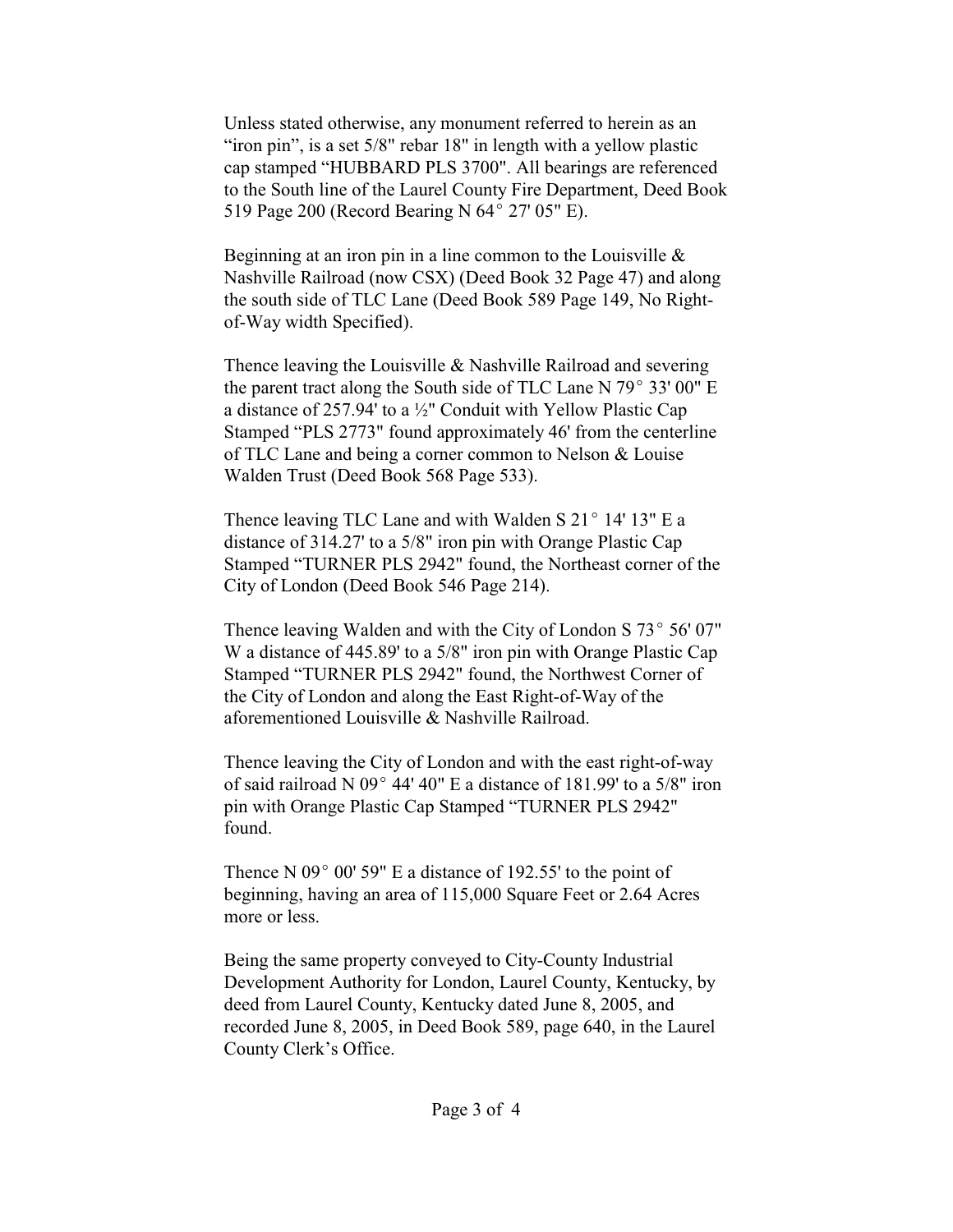Unless stated otherwise, any monument referred to herein as an "iron pin", is a set 5/8" rebar 18" in length with a yellow plastic cap stamped "HUBBARD PLS 3700". All bearings are referenced to the South line of the Laurel County Fire Department, Deed Book 519 Page 200 (Record Bearing N 64° 27' 05" E).

Beginning at an iron pin in a line common to the Louisville & Nashville Railroad (now CSX) (Deed Book 32 Page 47) and along the south side of TLC Lane (Deed Book 589 Page 149, No Right-of-Way width Specified).

Thence leaving the Louisville & Nashville Railroad and severing the parent tract along the South side of TLC Lane N 79° 33' 00" E a distance of 257.94' to a ½" Conduit with Yellow Plastic Cap Stamped "PLS 2773" found approximately 46' from the centerline of TLC Lane and being a corner common to Nelson & Louise Walden Trust (Deed Book 568 Page 533).

Thence leaving TLC Lane and with Walden S 21° 14' 13" E a distance of 314.27' to a 5/8" iron pin with Orange Plastic Cap Stamped "TURNER PLS 2942" found, the Northeast corner of the City of London (Deed Book 546 Page 214).

Thence leaving Walden and with the City of London S 73° 56' 07" W a distance of 445.89' to a 5/8" iron pin with Orange Plastic Cap Stamped "TURNER PLS 2942" found, the Northwest Corner of the City of London and along the East Right-of-Way of the aforementioned Louisville & Nashville Railroad.

Thence leaving the City of London and with the east right-of-way of said railroad N 09° 44' 40" E a distance of 181.99' to a 5/8" iron pin with Orange Plastic Cap Stamped "TURNER PLS 2942" found.

Thence N 09° 00' 59" E a distance of 192.55' to the point of beginning, having an area of 115,000 Square Feet or 2.64 Acres more or less.

Being the same property conveyed to City-County Industrial Development Authority for London, Laurel County, Kentucky, by deed from Laurel County, Kentucky dated June 8, 2005, and recorded June 8, 2005, in Deed Book 589, page 640, in the Laurel County Clerk's Office.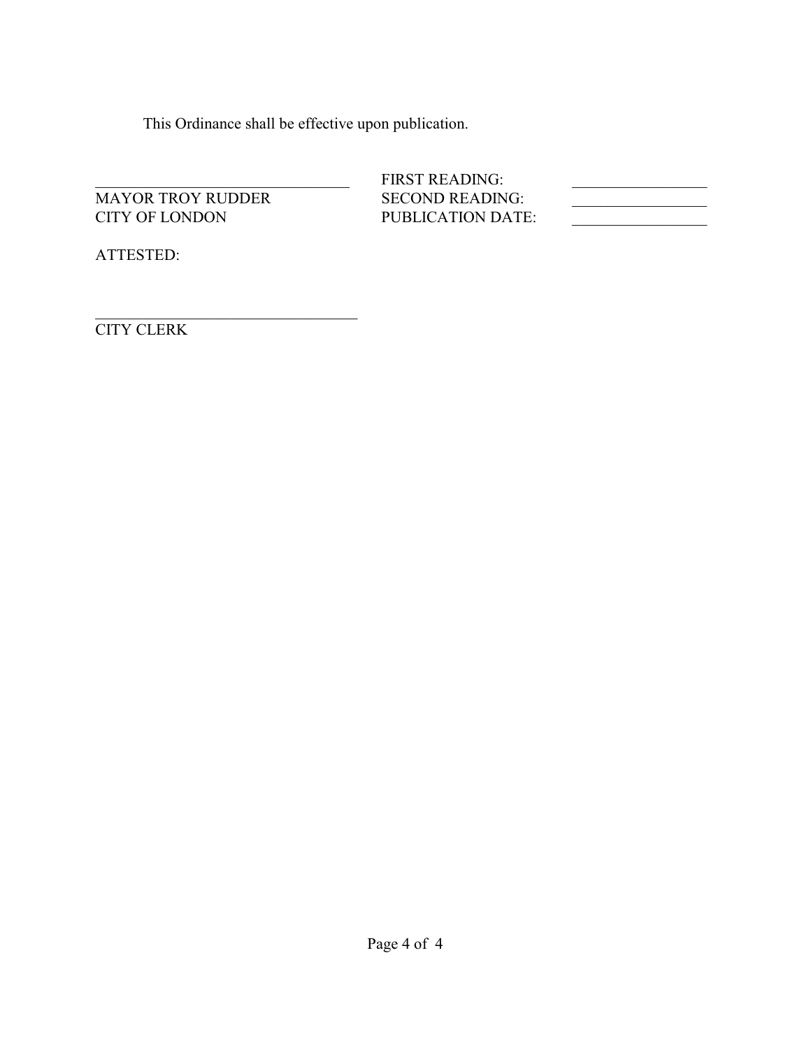This Ordinance shall be effective upon publication.

| | | |
|---|---|---|
| _________________________________ | FIRST READING: | _________________ |
| MAYOR TROY RUDDER | SECOND READING: | _________________ |
| CITY OF LONDON | PUBLICATION DATE: | _________________ |

ATTESTED:

__________________________________
CITY CLERK